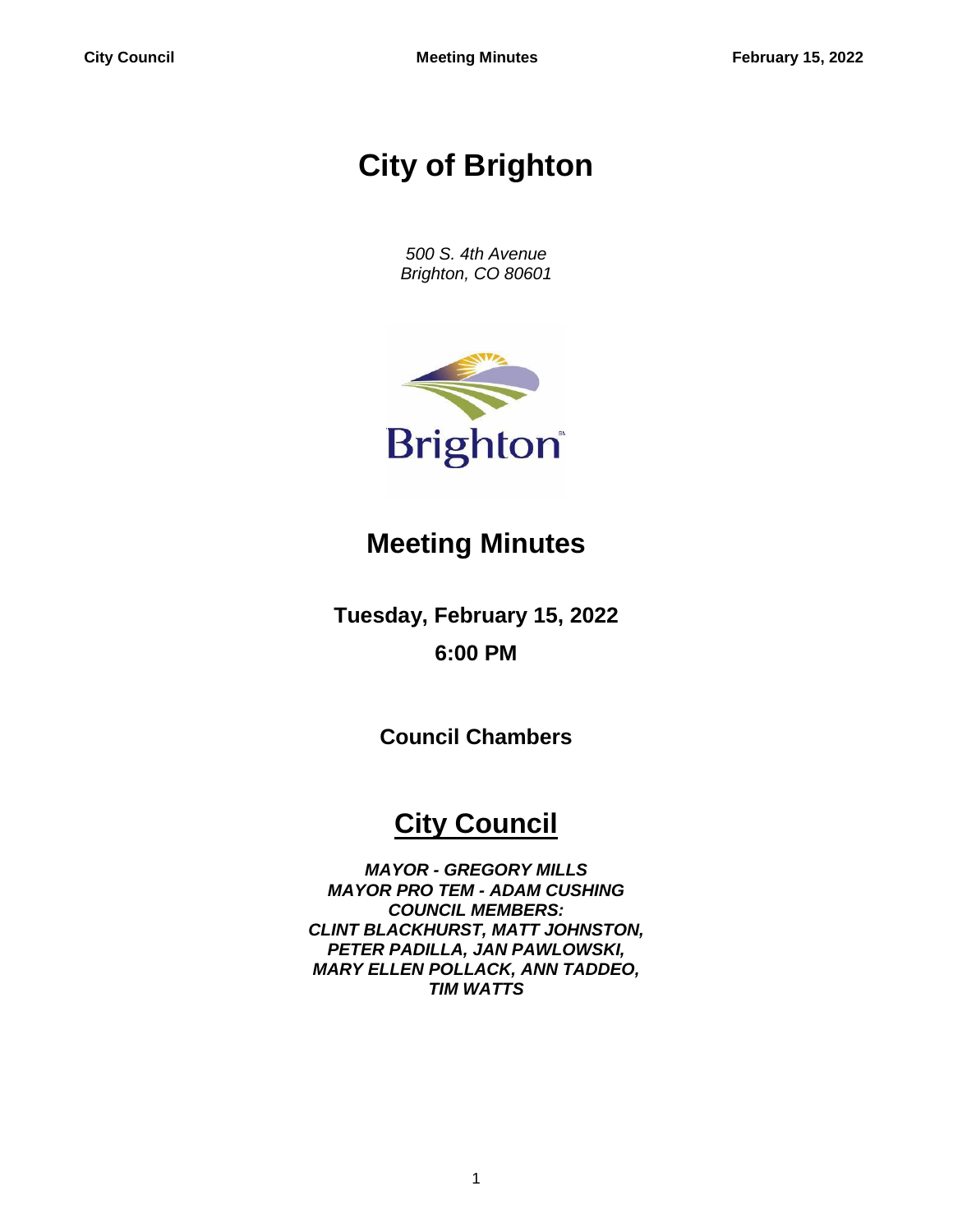# City of Brighton

*500 S. 4th Avenue*
*Brighton, CO 80601*

## Meeting Minutes

**Tuesday, February 15, 2022**

**6:00 PM**

**Council Chambers**

## City Council

***MAYOR - GREGORY MILLS***
***MAYOR PRO TEM - ADAM CUSHING***
***COUNCIL MEMBERS:***
***CLINT BLACKHURST, MATT JOHNSTON,***
***PETER PADILLA, JAN PAWLOWSKI,***
***MARY ELLEN POLLACK, ANN TADDEO,***
***TIM WATTS***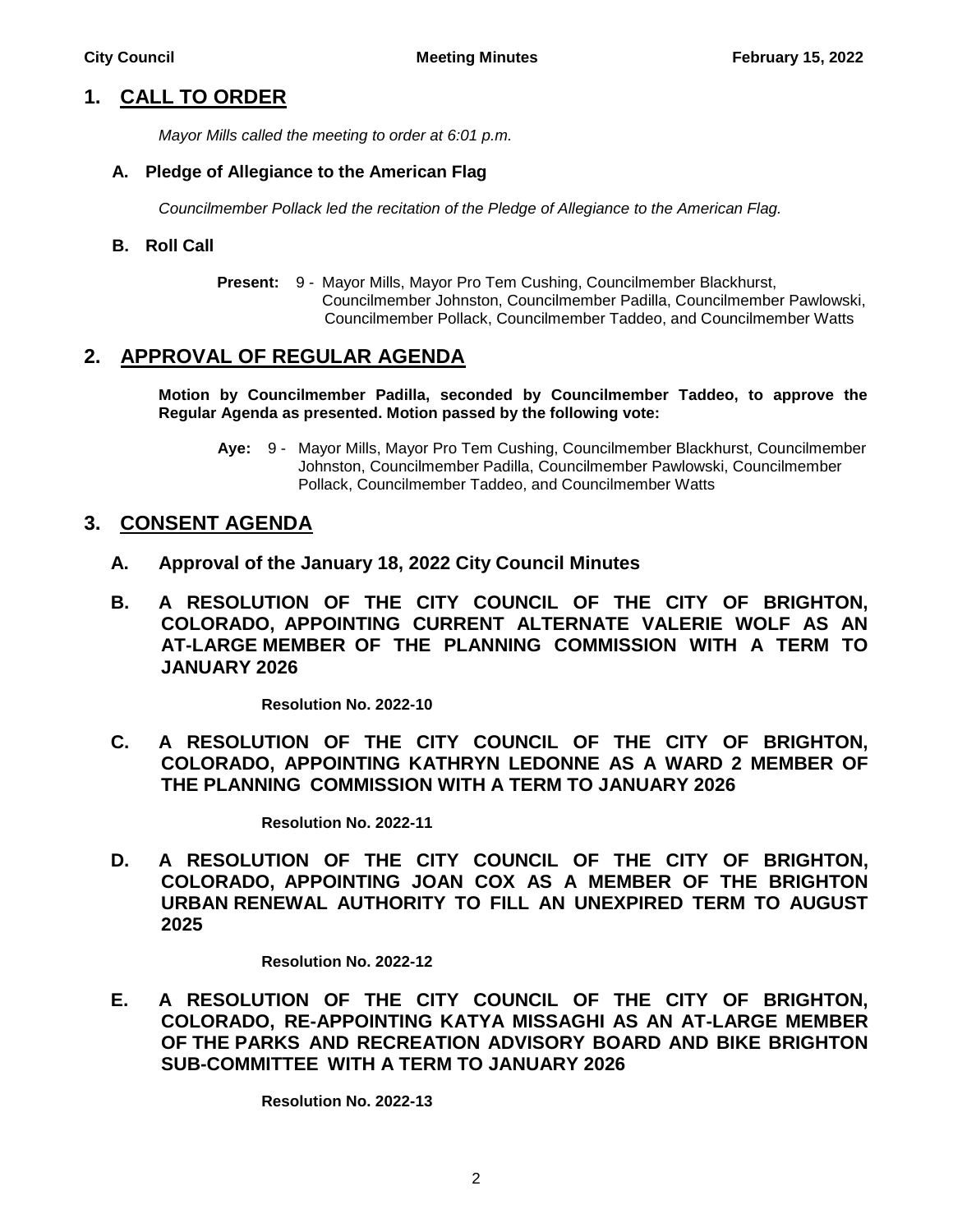## 1. CALL TO ORDER

*Mayor Mills called the meeting to order at 6:01 p.m.*

### A. Pledge of Allegiance to the American Flag

*Councilmember Pollack led the recitation of the Pledge of Allegiance to the American Flag.*

### B. Roll Call

**Present:** 9 - Mayor Mills, Mayor Pro Tem Cushing, Councilmember Blackhurst, Councilmember Johnston, Councilmember Padilla, Councilmember Pawlowski, Councilmember Pollack, Councilmember Taddeo, and Councilmember Watts

## 2. APPROVAL OF REGULAR AGENDA

**Motion by Councilmember Padilla, seconded by Councilmember Taddeo, to approve the Regular Agenda as presented. Motion passed by the following vote:**

**Aye:** 9 - Mayor Mills, Mayor Pro Tem Cushing, Councilmember Blackhurst, Councilmember Johnston, Councilmember Padilla, Councilmember Pawlowski, Councilmember Pollack, Councilmember Taddeo, and Councilmember Watts

## 3. CONSENT AGENDA

### A. Approval of the January 18, 2022 City Council Minutes

### B. A RESOLUTION OF THE CITY COUNCIL OF THE CITY OF BRIGHTON, COLORADO, APPOINTING CURRENT ALTERNATE VALERIE WOLF AS AN AT-LARGE MEMBER OF THE PLANNING COMMISSION WITH A TERM TO JANUARY 2026

**Resolution No. 2022-10**

### C. A RESOLUTION OF THE CITY COUNCIL OF THE CITY OF BRIGHTON, COLORADO, APPOINTING KATHRYN LEDONNE AS A WARD 2 MEMBER OF THE PLANNING COMMISSION WITH A TERM TO JANUARY 2026

**Resolution No. 2022-11**

### D. A RESOLUTION OF THE CITY COUNCIL OF THE CITY OF BRIGHTON, COLORADO, APPOINTING JOAN COX AS A MEMBER OF THE BRIGHTON URBAN RENEWAL AUTHORITY TO FILL AN UNEXPIRED TERM TO AUGUST 2025

**Resolution No. 2022-12**

### E. A RESOLUTION OF THE CITY COUNCIL OF THE CITY OF BRIGHTON, COLORADO, RE-APPOINTING KATYA MISSAGHI AS AN AT-LARGE MEMBER OF THE PARKS AND RECREATION ADVISORY BOARD AND BIKE BRIGHTON SUB-COMMITTEE WITH A TERM TO JANUARY 2026

**Resolution No. 2022-13**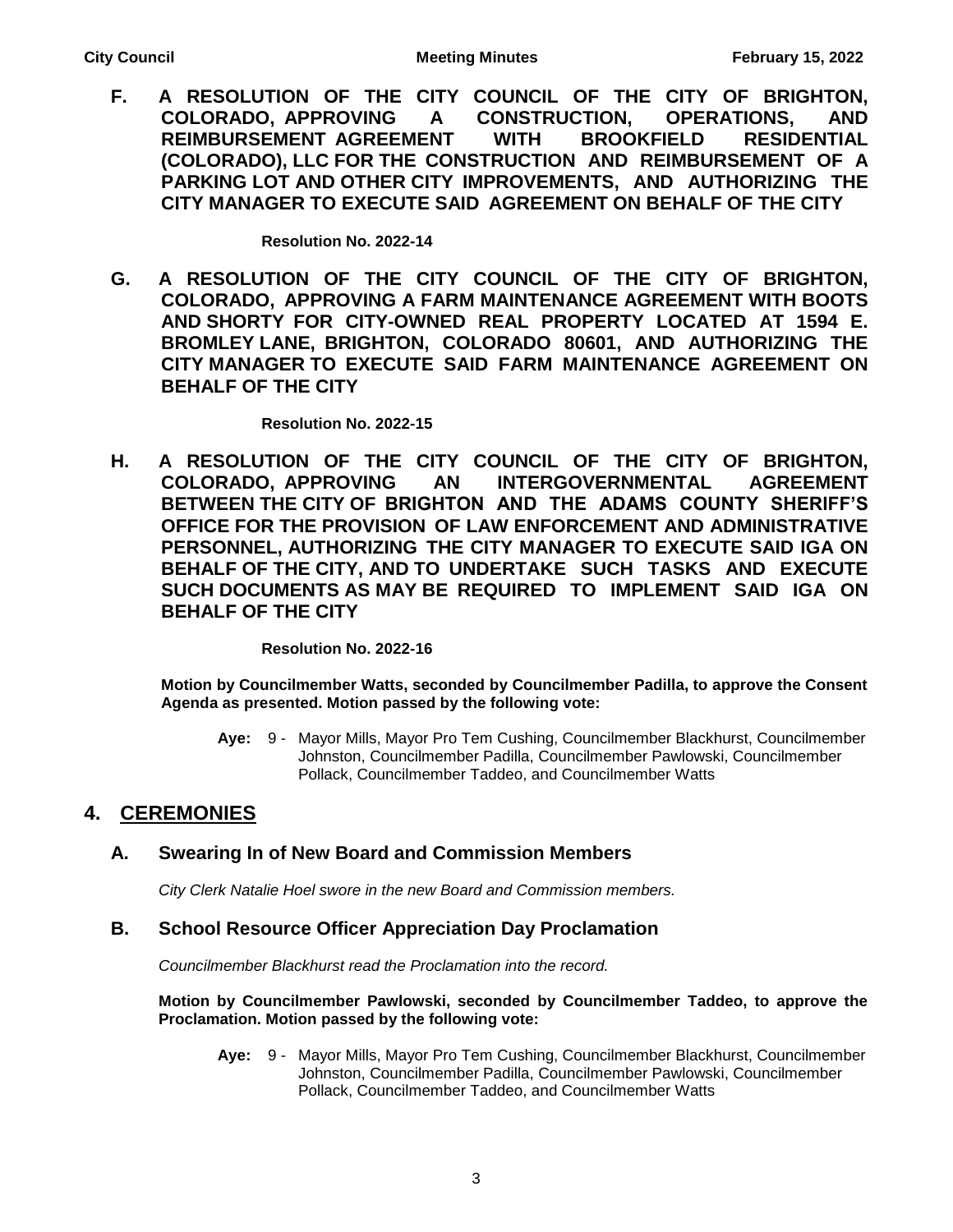**F. A RESOLUTION OF THE CITY COUNCIL OF THE CITY OF BRIGHTON, COLORADO, APPROVING A CONSTRUCTION, OPERATIONS, AND REIMBURSEMENT AGREEMENT WITH BROOKFIELD RESIDENTIAL (COLORADO), LLC FOR THE CONSTRUCTION AND REIMBURSEMENT OF A PARKING LOT AND OTHER CITY IMPROVEMENTS, AND AUTHORIZING THE CITY MANAGER TO EXECUTE SAID AGREEMENT ON BEHALF OF THE CITY**

**Resolution No. 2022-14**

**G. A RESOLUTION OF THE CITY COUNCIL OF THE CITY OF BRIGHTON, COLORADO, APPROVING A FARM MAINTENANCE AGREEMENT WITH BOOTS AND SHORTY FOR CITY-OWNED REAL PROPERTY LOCATED AT 1594 E. BROMLEY LANE, BRIGHTON, COLORADO 80601, AND AUTHORIZING THE CITY MANAGER TO EXECUTE SAID FARM MAINTENANCE AGREEMENT ON BEHALF OF THE CITY**

**Resolution No. 2022-15**

**H. A RESOLUTION OF THE CITY COUNCIL OF THE CITY OF BRIGHTON, COLORADO, APPROVING AN INTERGOVERNMENTAL AGREEMENT BETWEEN THE CITY OF BRIGHTON AND THE ADAMS COUNTY SHERIFF'S OFFICE FOR THE PROVISION OF LAW ENFORCEMENT AND ADMINISTRATIVE PERSONNEL, AUTHORIZING THE CITY MANAGER TO EXECUTE SAID IGA ON BEHALF OF THE CITY, AND TO UNDERTAKE SUCH TASKS AND EXECUTE SUCH DOCUMENTS AS MAY BE REQUIRED TO IMPLEMENT SAID IGA ON BEHALF OF THE CITY**

**Resolution No. 2022-16**

**Motion by Councilmember Watts, seconded by Councilmember Padilla, to approve the Consent Agenda as presented. Motion passed by the following vote:**

**Aye:** 9 - Mayor Mills, Mayor Pro Tem Cushing, Councilmember Blackhurst, Councilmember Johnston, Councilmember Padilla, Councilmember Pawlowski, Councilmember Pollack, Councilmember Taddeo, and Councilmember Watts

## 4. CEREMONIES

### A. Swearing In of New Board and Commission Members

*City Clerk Natalie Hoel swore in the new Board and Commission members.*

### B. School Resource Officer Appreciation Day Proclamation

*Councilmember Blackhurst read the Proclamation into the record.*

**Motion by Councilmember Pawlowski, seconded by Councilmember Taddeo, to approve the Proclamation. Motion passed by the following vote:**

**Aye:** 9 - Mayor Mills, Mayor Pro Tem Cushing, Councilmember Blackhurst, Councilmember Johnston, Councilmember Padilla, Councilmember Pawlowski, Councilmember Pollack, Councilmember Taddeo, and Councilmember Watts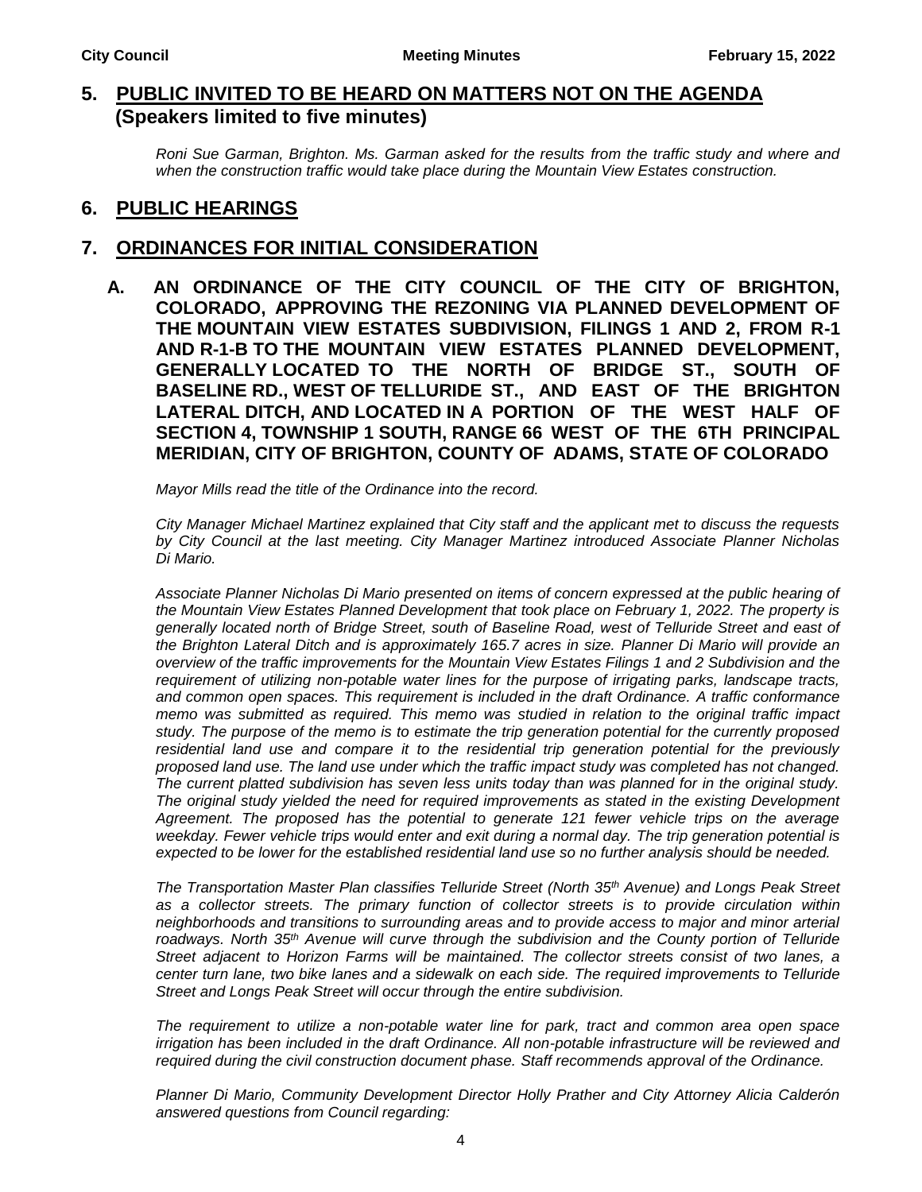## 5. PUBLIC INVITED TO BE HEARD ON MATTERS NOT ON THE AGENDA (Speakers limited to five minutes)

*Roni Sue Garman, Brighton. Ms. Garman asked for the results from the traffic study and where and when the construction traffic would take place during the Mountain View Estates construction.*

## 6. PUBLIC HEARINGS

## 7. ORDINANCES FOR INITIAL CONSIDERATION

### A. AN ORDINANCE OF THE CITY COUNCIL OF THE CITY OF BRIGHTON, COLORADO, APPROVING THE REZONING VIA PLANNED DEVELOPMENT OF THE MOUNTAIN VIEW ESTATES SUBDIVISION, FILINGS 1 AND 2, FROM R-1 AND R-1-B TO THE MOUNTAIN VIEW ESTATES PLANNED DEVELOPMENT, GENERALLY LOCATED TO THE NORTH OF BRIDGE ST., SOUTH OF BASELINE RD., WEST OF TELLURIDE ST., AND EAST OF THE BRIGHTON LATERAL DITCH, AND LOCATED IN A PORTION OF THE WEST HALF OF SECTION 4, TOWNSHIP 1 SOUTH, RANGE 66 WEST OF THE 6TH PRINCIPAL MERIDIAN, CITY OF BRIGHTON, COUNTY OF ADAMS, STATE OF COLORADO

*Mayor Mills read the title of the Ordinance into the record.*

*City Manager Michael Martinez explained that City staff and the applicant met to discuss the requests by City Council at the last meeting. City Manager Martinez introduced Associate Planner Nicholas Di Mario.*

*Associate Planner Nicholas Di Mario presented on items of concern expressed at the public hearing of the Mountain View Estates Planned Development that took place on February 1, 2022. The property is generally located north of Bridge Street, south of Baseline Road, west of Telluride Street and east of the Brighton Lateral Ditch and is approximately 165.7 acres in size. Planner Di Mario will provide an overview of the traffic improvements for the Mountain View Estates Filings 1 and 2 Subdivision and the requirement of utilizing non-potable water lines for the purpose of irrigating parks, landscape tracts, and common open spaces. This requirement is included in the draft Ordinance. A traffic conformance memo was submitted as required. This memo was studied in relation to the original traffic impact study. The purpose of the memo is to estimate the trip generation potential for the currently proposed residential land use and compare it to the residential trip generation potential for the previously proposed land use. The land use under which the traffic impact study was completed has not changed. The current platted subdivision has seven less units today than was planned for in the original study. The original study yielded the need for required improvements as stated in the existing Development Agreement. The proposed has the potential to generate 121 fewer vehicle trips on the average weekday. Fewer vehicle trips would enter and exit during a normal day. The trip generation potential is expected to be lower for the established residential land use so no further analysis should be needed.*

*The Transportation Master Plan classifies Telluride Street (North 35th Avenue) and Longs Peak Street as a collector streets. The primary function of collector streets is to provide circulation within neighborhoods and transitions to surrounding areas and to provide access to major and minor arterial roadways. North 35th Avenue will curve through the subdivision and the County portion of Telluride Street adjacent to Horizon Farms will be maintained. The collector streets consist of two lanes, a center turn lane, two bike lanes and a sidewalk on each side. The required improvements to Telluride Street and Longs Peak Street will occur through the entire subdivision.*

*The requirement to utilize a non-potable water line for park, tract and common area open space irrigation has been included in the draft Ordinance. All non-potable infrastructure will be reviewed and required during the civil construction document phase. Staff recommends approval of the Ordinance.*

*Planner Di Mario, Community Development Director Holly Prather and City Attorney Alicia Calderón answered questions from Council regarding:*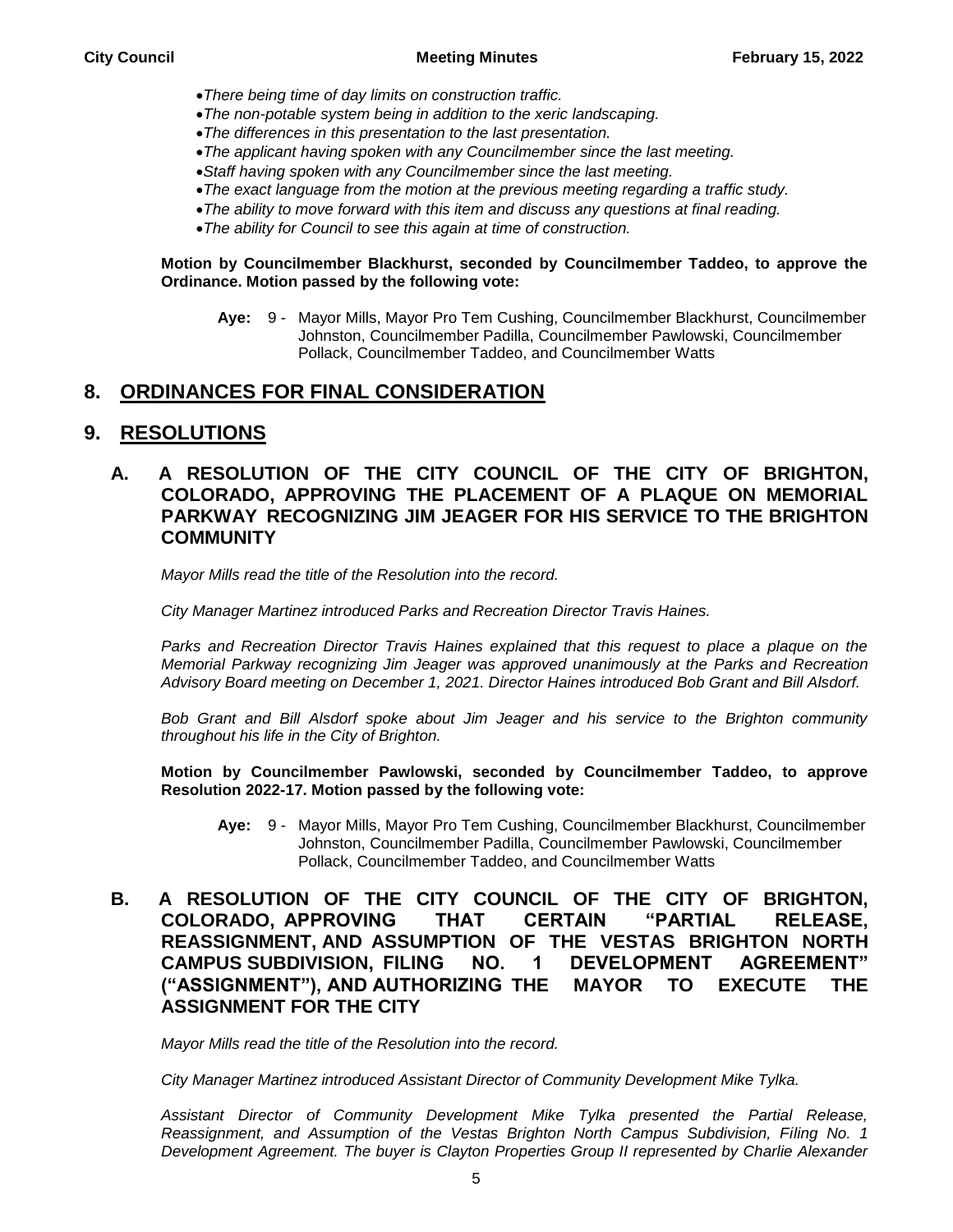- *There being time of day limits on construction traffic.*
- *The non-potable system being in addition to the xeric landscaping.*
- *The differences in this presentation to the last presentation.*
- *The applicant having spoken with any Councilmember since the last meeting.*
- *Staff having spoken with any Councilmember since the last meeting.*
- *The exact language from the motion at the previous meeting regarding a traffic study.*
- *The ability to move forward with this item and discuss any questions at final reading.*
- *The ability for Council to see this again at time of construction.*

**Motion by Councilmember Blackhurst, seconded by Councilmember Taddeo, to approve the Ordinance. Motion passed by the following vote:**

> **Aye:** 9 - Mayor Mills, Mayor Pro Tem Cushing, Councilmember Blackhurst, Councilmember Johnston, Councilmember Padilla, Councilmember Pawlowski, Councilmember Pollack, Councilmember Taddeo, and Councilmember Watts

## 8. ORDINANCES FOR FINAL CONSIDERATION

## 9. RESOLUTIONS

### A. A RESOLUTION OF THE CITY COUNCIL OF THE CITY OF BRIGHTON, COLORADO, APPROVING THE PLACEMENT OF A PLAQUE ON MEMORIAL PARKWAY RECOGNIZING JIM JEAGER FOR HIS SERVICE TO THE BRIGHTON COMMUNITY

*Mayor Mills read the title of the Resolution into the record.*

*City Manager Martinez introduced Parks and Recreation Director Travis Haines.*

*Parks and Recreation Director Travis Haines explained that this request to place a plaque on the Memorial Parkway recognizing Jim Jeager was approved unanimously at the Parks and Recreation Advisory Board meeting on December 1, 2021. Director Haines introduced Bob Grant and Bill Alsdorf.*

*Bob Grant and Bill Alsdorf spoke about Jim Jeager and his service to the Brighton community throughout his life in the City of Brighton.*

**Motion by Councilmember Pawlowski, seconded by Councilmember Taddeo, to approve Resolution 2022-17. Motion passed by the following vote:**

> **Aye:** 9 - Mayor Mills, Mayor Pro Tem Cushing, Councilmember Blackhurst, Councilmember Johnston, Councilmember Padilla, Councilmember Pawlowski, Councilmember Pollack, Councilmember Taddeo, and Councilmember Watts

### B. A RESOLUTION OF THE CITY COUNCIL OF THE CITY OF BRIGHTON, COLORADO, APPROVING THAT CERTAIN "PARTIAL RELEASE, REASSIGNMENT, AND ASSUMPTION OF THE VESTAS BRIGHTON NORTH CAMPUS SUBDIVISION, FILING NO. 1 DEVELOPMENT AGREEMENT" ("ASSIGNMENT"), AND AUTHORIZING THE MAYOR TO EXECUTE THE ASSIGNMENT FOR THE CITY

*Mayor Mills read the title of the Resolution into the record.*

*City Manager Martinez introduced Assistant Director of Community Development Mike Tylka.*

*Assistant Director of Community Development Mike Tylka presented the Partial Release, Reassignment, and Assumption of the Vestas Brighton North Campus Subdivision, Filing No. 1 Development Agreement. The buyer is Clayton Properties Group II represented by Charlie Alexander*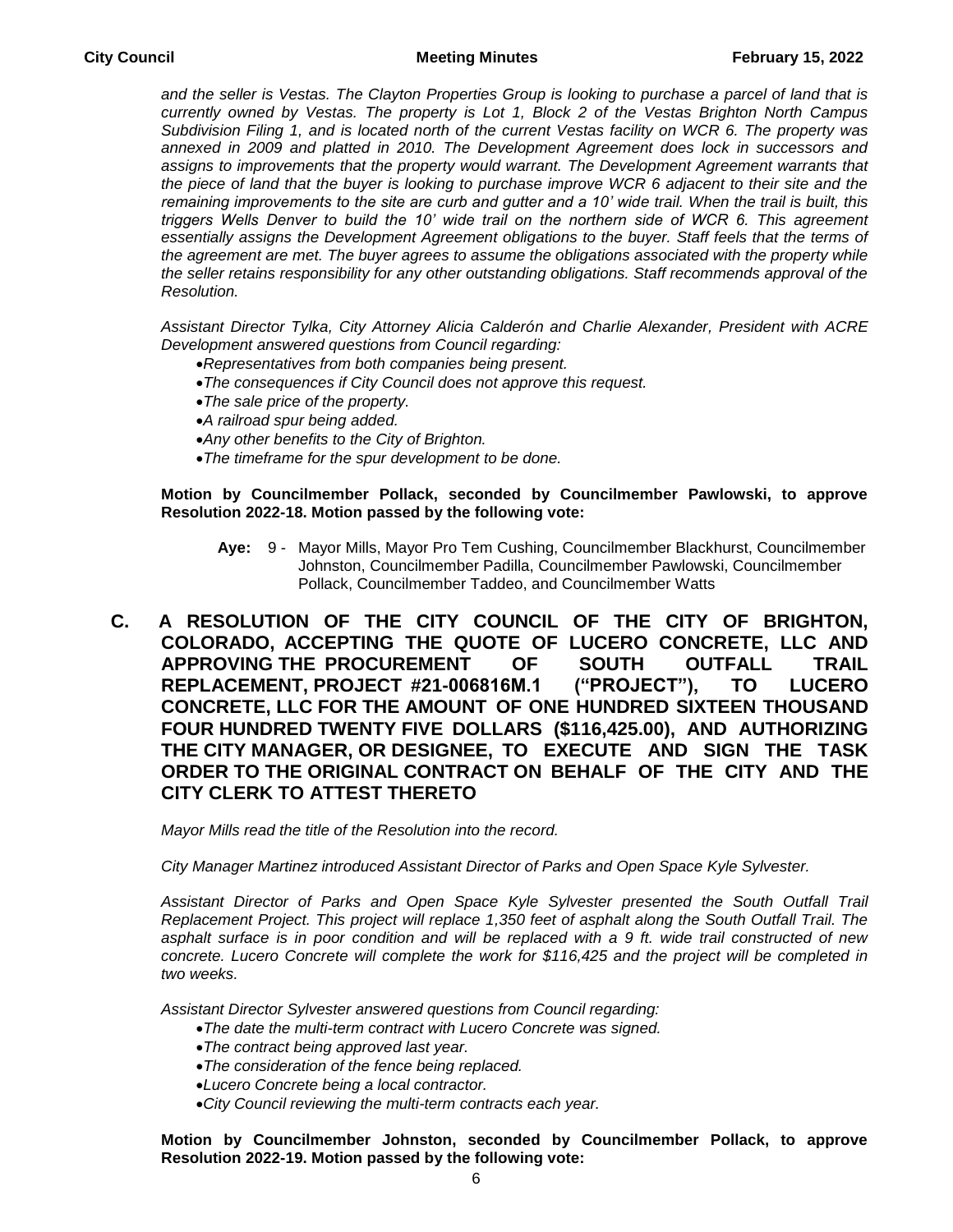*and the seller is Vestas. The Clayton Properties Group is looking to purchase a parcel of land that is currently owned by Vestas. The property is Lot 1, Block 2 of the Vestas Brighton North Campus Subdivision Filing 1, and is located north of the current Vestas facility on WCR 6. The property was annexed in 2009 and platted in 2010. The Development Agreement does lock in successors and assigns to improvements that the property would warrant. The Development Agreement warrants that the piece of land that the buyer is looking to purchase improve WCR 6 adjacent to their site and the remaining improvements to the site are curb and gutter and a 10' wide trail. When the trail is built, this triggers Wells Denver to build the 10' wide trail on the northern side of WCR 6. This agreement essentially assigns the Development Agreement obligations to the buyer. Staff feels that the terms of the agreement are met. The buyer agrees to assume the obligations associated with the property while the seller retains responsibility for any other outstanding obligations. Staff recommends approval of the Resolution.*

*Assistant Director Tylka, City Attorney Alicia Calderón and Charlie Alexander, President with ACRE Development answered questions from Council regarding:*

- *Representatives from both companies being present.*
- *The consequences if City Council does not approve this request.*
- *The sale price of the property.*
- *A railroad spur being added.*
- *Any other benefits to the City of Brighton.*
- *The timeframe for the spur development to be done.*

**Motion by Councilmember Pollack, seconded by Councilmember Pawlowski, to approve Resolution 2022-18. Motion passed by the following vote:**

**Aye:** 9 - Mayor Mills, Mayor Pro Tem Cushing, Councilmember Blackhurst, Councilmember Johnston, Councilmember Padilla, Councilmember Pawlowski, Councilmember Pollack, Councilmember Taddeo, and Councilmember Watts

## C. A RESOLUTION OF THE CITY COUNCIL OF THE CITY OF BRIGHTON, COLORADO, ACCEPTING THE QUOTE OF LUCERO CONCRETE, LLC AND APPROVING THE PROCUREMENT OF SOUTH OUTFALL TRAIL REPLACEMENT, PROJECT #21-006816M.1 ("PROJECT"), TO LUCERO CONCRETE, LLC FOR THE AMOUNT OF ONE HUNDRED SIXTEEN THOUSAND FOUR HUNDRED TWENTY FIVE DOLLARS ($116,425.00), AND AUTHORIZING THE CITY MANAGER, OR DESIGNEE, TO EXECUTE AND SIGN THE TASK ORDER TO THE ORIGINAL CONTRACT ON BEHALF OF THE CITY AND THE CITY CLERK TO ATTEST THERETO

*Mayor Mills read the title of the Resolution into the record.*

*City Manager Martinez introduced Assistant Director of Parks and Open Space Kyle Sylvester.*

*Assistant Director of Parks and Open Space Kyle Sylvester presented the South Outfall Trail Replacement Project. This project will replace 1,350 feet of asphalt along the South Outfall Trail. The asphalt surface is in poor condition and will be replaced with a 9 ft. wide trail constructed of new concrete. Lucero Concrete will complete the work for $116,425 and the project will be completed in two weeks.*

*Assistant Director Sylvester answered questions from Council regarding:*

- *The date the multi-term contract with Lucero Concrete was signed.*
- *The contract being approved last year.*
- *The consideration of the fence being replaced.*
- *Lucero Concrete being a local contractor.*
- *City Council reviewing the multi-term contracts each year.*

**Motion by Councilmember Johnston, seconded by Councilmember Pollack, to approve Resolution 2022-19. Motion passed by the following vote:**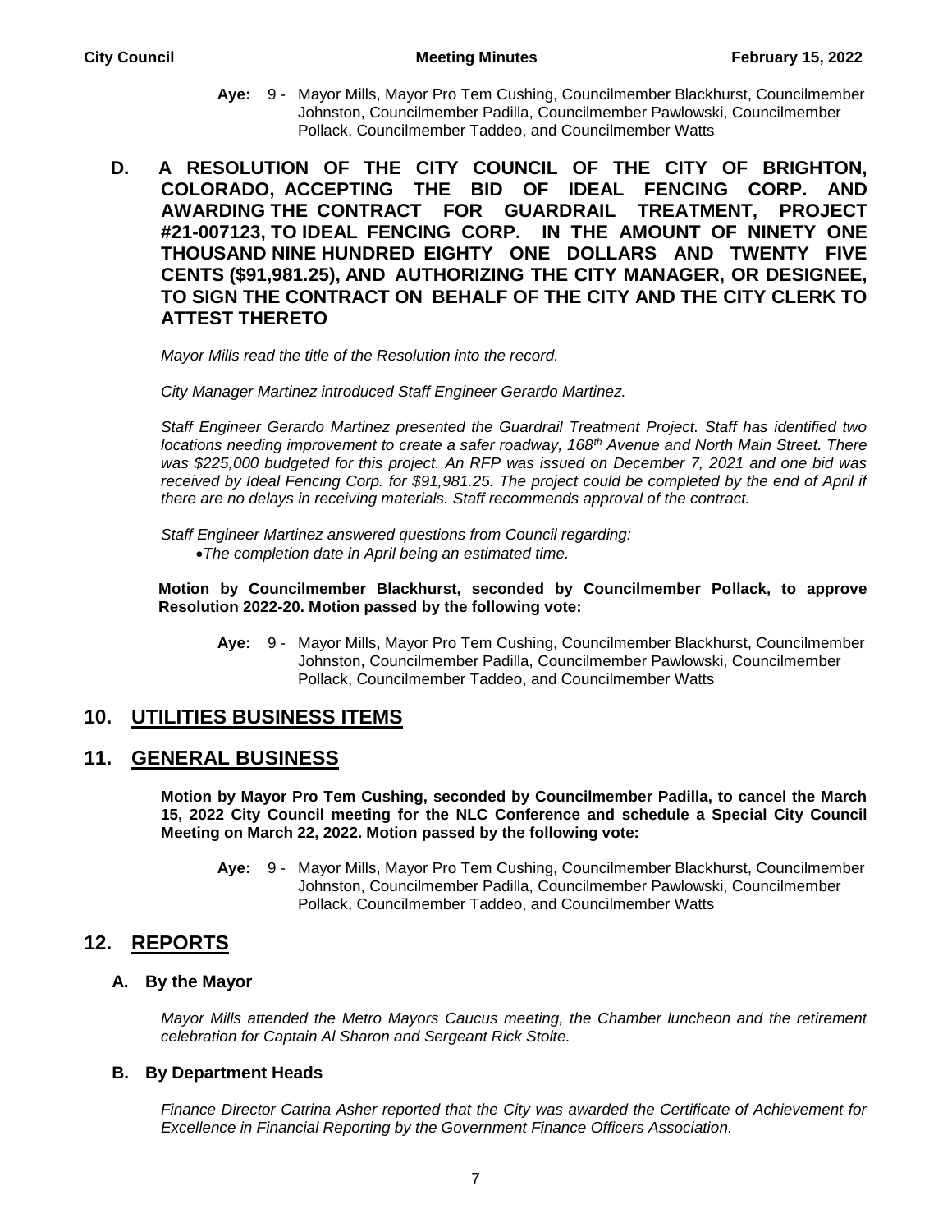**Aye:** 9 - Mayor Mills, Mayor Pro Tem Cushing, Councilmember Blackhurst, Councilmember Johnston, Councilmember Padilla, Councilmember Pawlowski, Councilmember Pollack, Councilmember Taddeo, and Councilmember Watts

### D. A RESOLUTION OF THE CITY COUNCIL OF THE CITY OF BRIGHTON, COLORADO, ACCEPTING THE BID OF IDEAL FENCING CORP. AND AWARDING THE CONTRACT FOR GUARDRAIL TREATMENT, PROJECT #21-007123, TO IDEAL FENCING CORP. IN THE AMOUNT OF NINETY ONE THOUSAND NINE HUNDRED EIGHTY ONE DOLLARS AND TWENTY FIVE CENTS ($91,981.25), AND AUTHORIZING THE CITY MANAGER, OR DESIGNEE, TO SIGN THE CONTRACT ON BEHALF OF THE CITY AND THE CITY CLERK TO ATTEST THERETO

*Mayor Mills read the title of the Resolution into the record.*

*City Manager Martinez introduced Staff Engineer Gerardo Martinez.*

*Staff Engineer Gerardo Martinez presented the Guardrail Treatment Project. Staff has identified two locations needing improvement to create a safer roadway, 168th Avenue and North Main Street. There was $225,000 budgeted for this project. An RFP was issued on December 7, 2021 and one bid was received by Ideal Fencing Corp. for $91,981.25. The project could be completed by the end of April if there are no delays in receiving materials. Staff recommends approval of the contract.*

*Staff Engineer Martinez answered questions from Council regarding:*

- *The completion date in April being an estimated time.*

**Motion by Councilmember Blackhurst, seconded by Councilmember Pollack, to approve Resolution 2022-20. Motion passed by the following vote:**

**Aye:** 9 - Mayor Mills, Mayor Pro Tem Cushing, Councilmember Blackhurst, Councilmember Johnston, Councilmember Padilla, Councilmember Pawlowski, Councilmember Pollack, Councilmember Taddeo, and Councilmember Watts

## 10. UTILITIES BUSINESS ITEMS

## 11. GENERAL BUSINESS

**Motion by Mayor Pro Tem Cushing, seconded by Councilmember Padilla, to cancel the March 15, 2022 City Council meeting for the NLC Conference and schedule a Special City Council Meeting on March 22, 2022. Motion passed by the following vote:**

**Aye:** 9 - Mayor Mills, Mayor Pro Tem Cushing, Councilmember Blackhurst, Councilmember Johnston, Councilmember Padilla, Councilmember Pawlowski, Councilmember Pollack, Councilmember Taddeo, and Councilmember Watts

## 12. REPORTS

### A. By the Mayor

*Mayor Mills attended the Metro Mayors Caucus meeting, the Chamber luncheon and the retirement celebration for Captain Al Sharon and Sergeant Rick Stolte.*

### B. By Department Heads

*Finance Director Catrina Asher reported that the City was awarded the Certificate of Achievement for Excellence in Financial Reporting by the Government Finance Officers Association.*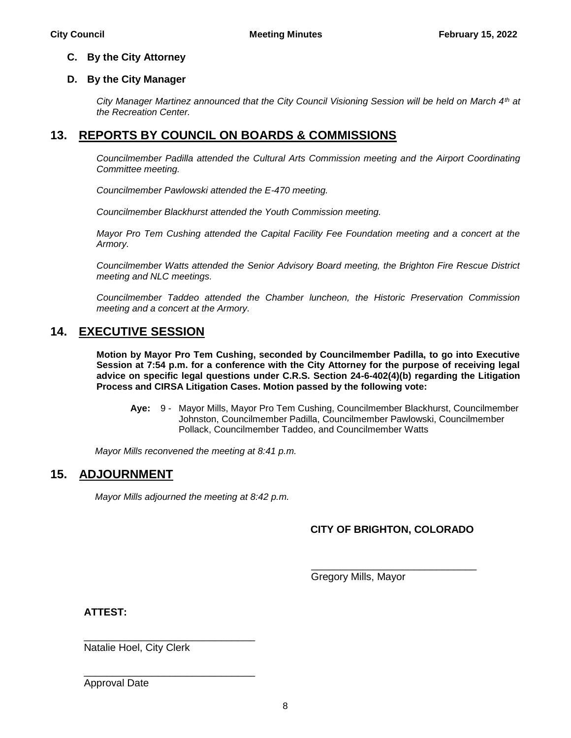### C. By the City Attorney

### D. By the City Manager

*City Manager Martinez announced that the City Council Visioning Session will be held on March 4th at the Recreation Center.*

## 13. REPORTS BY COUNCIL ON BOARDS & COMMISSIONS

*Councilmember Padilla attended the Cultural Arts Commission meeting and the Airport Coordinating Committee meeting.*

*Councilmember Pawlowski attended the E-470 meeting.*

*Councilmember Blackhurst attended the Youth Commission meeting.*

*Mayor Pro Tem Cushing attended the Capital Facility Fee Foundation meeting and a concert at the Armory.*

*Councilmember Watts attended the Senior Advisory Board meeting, the Brighton Fire Rescue District meeting and NLC meetings.*

*Councilmember Taddeo attended the Chamber luncheon, the Historic Preservation Commission meeting and a concert at the Armory.*

## 14. EXECUTIVE SESSION

**Motion by Mayor Pro Tem Cushing, seconded by Councilmember Padilla, to go into Executive Session at 7:54 p.m. for a conference with the City Attorney for the purpose of receiving legal advice on specific legal questions under C.R.S. Section 24-6-402(4)(b) regarding the Litigation Process and CIRSA Litigation Cases. Motion passed by the following vote:**

**Aye:** 9 - Mayor Mills, Mayor Pro Tem Cushing, Councilmember Blackhurst, Councilmember Johnston, Councilmember Padilla, Councilmember Pawlowski, Councilmember Pollack, Councilmember Taddeo, and Councilmember Watts

*Mayor Mills reconvened the meeting at 8:41 p.m.*

## 15. ADJOURNMENT

*Mayor Mills adjourned the meeting at 8:42 p.m.*

**CITY OF BRIGHTON, COLORADO**

\_\_\_\_\_\_\_\_\_\_\_\_\_\_\_\_\_\_\_\_\_\_\_\_\_\_\_\_\_\_
Gregory Mills, Mayor

**ATTEST:**

\_\_\_\_\_\_\_\_\_\_\_\_\_\_\_\_\_\_\_\_\_\_\_\_\_\_\_\_\_\_
Natalie Hoel, City Clerk

\_\_\_\_\_\_\_\_\_\_\_\_\_\_\_\_\_\_\_\_\_\_\_\_\_\_\_\_\_\_
Approval Date